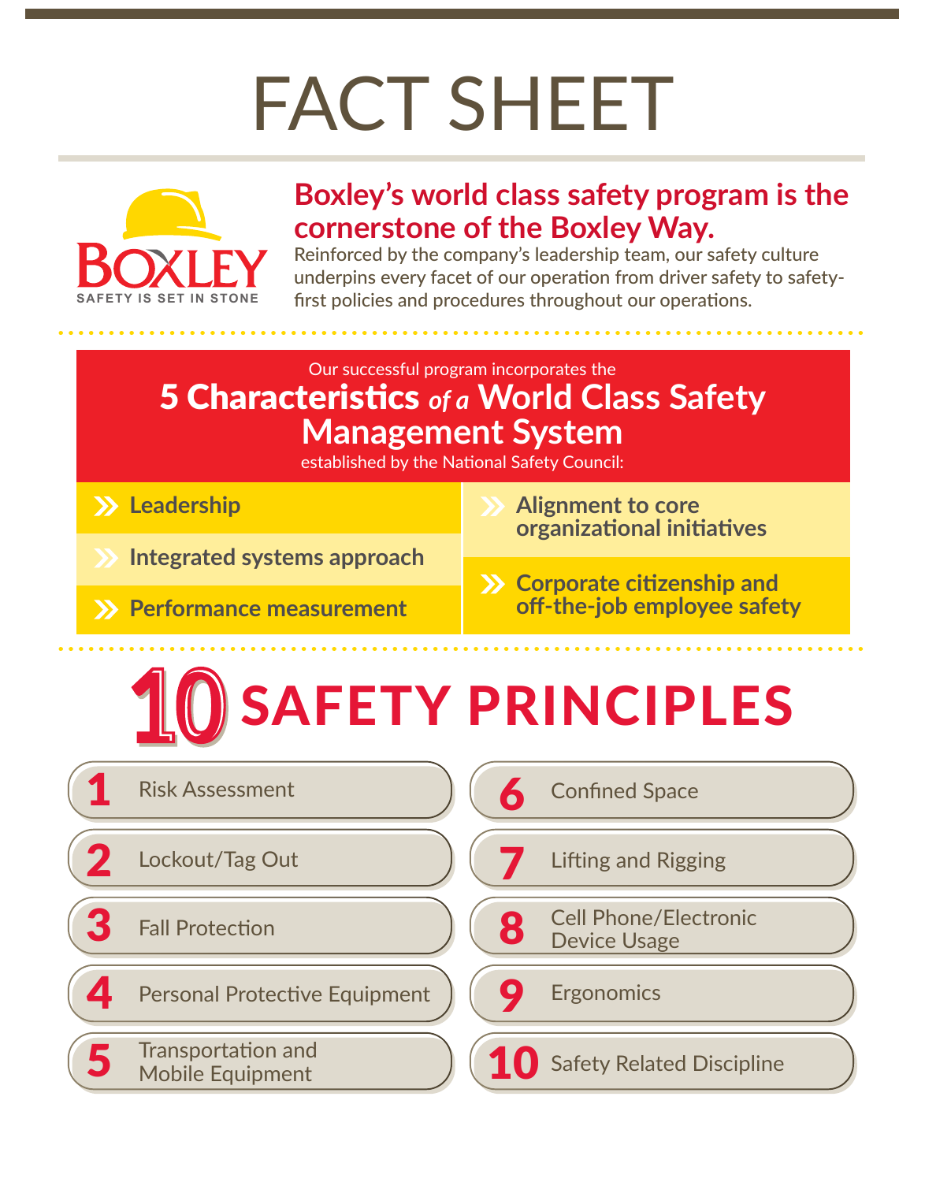# FACT SHEET

BOXLEY

SAFETY IS SET IN STONE

## Boxley's world class safety program is the cornerstone of the Boxley Way.

Reinforced by the company's leadership team, our safety culture underpins every facet of our operation from driver safety to safety-first policies and procedures throughout our operations.

Our successful program incorporates the

## 5 Characteristics *of a* World Class Safety Management System

established by the National Safety Council:

- **Leadership**
- **Integrated systems approach**
- **Performance measurement**
- **Alignment to core organizational initiatives**
- **Corporate citizenship and off-the-job employee safety**

## 10 SAFETY PRINCIPLES

1. Risk Assessment
2. Lockout/Tag Out
3. Fall Protection
4. Personal Protective Equipment
5. Transportation and Mobile Equipment
6. Confined Space
7. Lifting and Rigging
8. Cell Phone/Electronic Device Usage
9. Ergonomics
10. Safety Related Discipline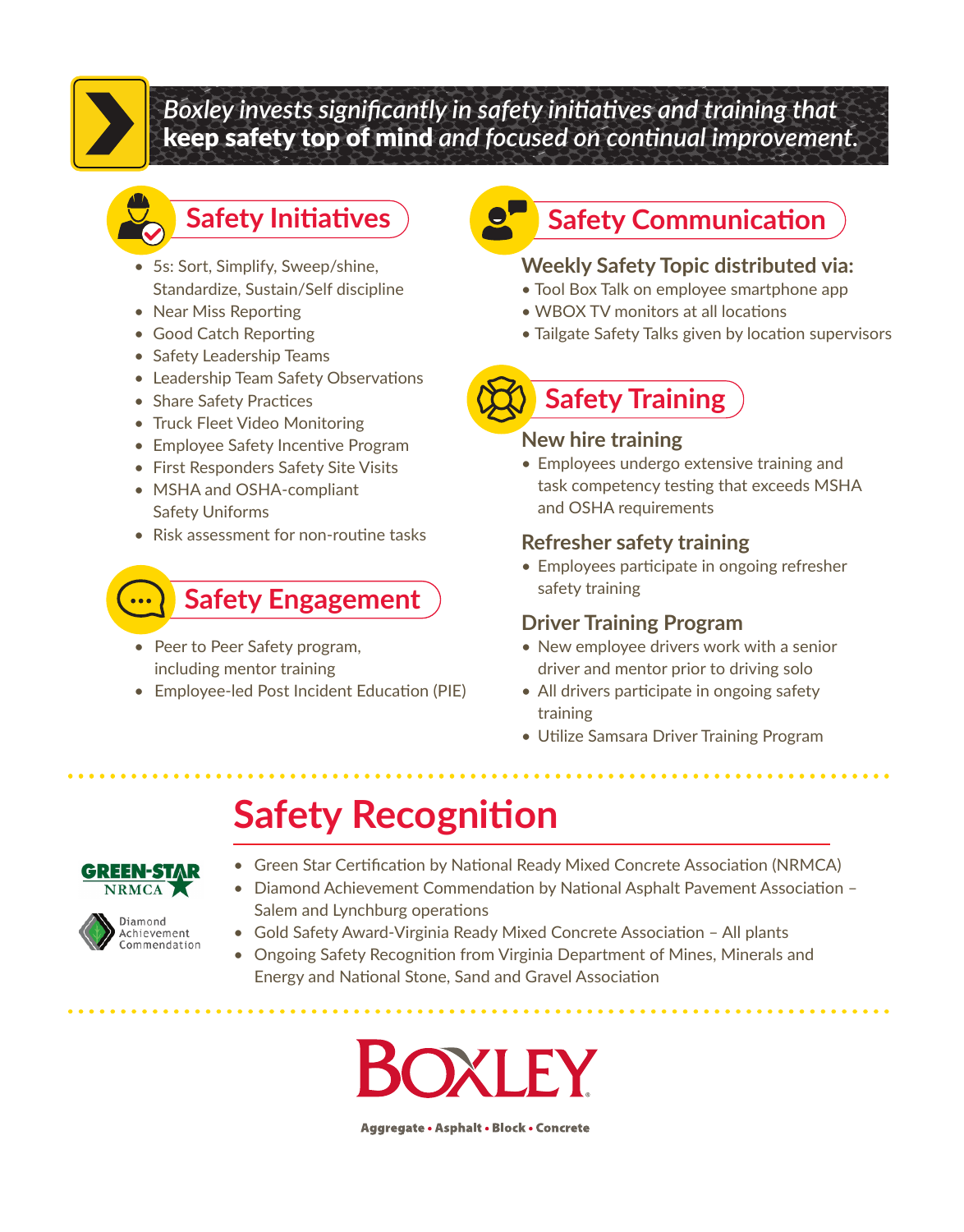*Boxley invests significantly in safety initiatives and training that* ***keep safety top of mind*** *and focused on continual improvement.*

## Safety Initiatives

- 5s: Sort, Simplify, Sweep/shine, Standardize, Sustain/Self discipline
- Near Miss Reporting
- Good Catch Reporting
- Safety Leadership Teams
- Leadership Team Safety Observations
- Share Safety Practices
- Truck Fleet Video Monitoring
- Employee Safety Incentive Program
- First Responders Safety Site Visits
- MSHA and OSHA-compliant Safety Uniforms
- Risk assessment for non-routine tasks

## Safety Engagement

- Peer to Peer Safety program, including mentor training
- Employee-led Post Incident Education (PIE)

## Safety Communication

### Weekly Safety Topic distributed via:

- Tool Box Talk on employee smartphone app
- WBOX TV monitors at all locations
- Tailgate Safety Talks given by location supervisors

## Safety Training

### New hire training

- Employees undergo extensive training and task competency testing that exceeds MSHA and OSHA requirements

### Refresher safety training

- Employees participate in ongoing refresher safety training

### Driver Training Program

- New employee drivers work with a senior driver and mentor prior to driving solo
- All drivers participate in ongoing safety training
- Utilize Samsara Driver Training Program

## Safety Recognition

GREEN-STAR NRMCA

Diamond Achievement Commendation

- Green Star Certification by National Ready Mixed Concrete Association (NRMCA)
- Diamond Achievement Commendation by National Asphalt Pavement Association – Salem and Lynchburg operations
- Gold Safety Award-Virginia Ready Mixed Concrete Association – All plants
- Ongoing Safety Recognition from Virginia Department of Mines, Minerals and Energy and National Stone, Sand and Gravel Association

BOXLEY

Aggregate • Asphalt • Block • Concrete